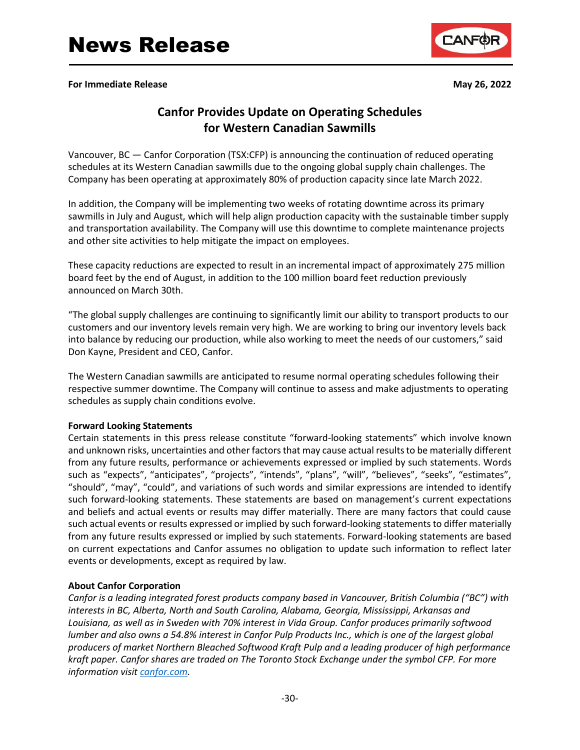# News Release

**For Immediate Release** **May 26, 2022**

## Canfor Provides Update on Operating Schedules for Western Canadian Sawmills

Vancouver, BC — Canfor Corporation (TSX:CFP) is announcing the continuation of reduced operating schedules at its Western Canadian sawmills due to the ongoing global supply chain challenges. The Company has been operating at approximately 80% of production capacity since late March 2022.

In addition, the Company will be implementing two weeks of rotating downtime across its primary sawmills in July and August, which will help align production capacity with the sustainable timber supply and transportation availability. The Company will use this downtime to complete maintenance projects and other site activities to help mitigate the impact on employees.

These capacity reductions are expected to result in an incremental impact of approximately 275 million board feet by the end of August, in addition to the 100 million board feet reduction previously announced on March 30th.

"The global supply challenges are continuing to significantly limit our ability to transport products to our customers and our inventory levels remain very high. We are working to bring our inventory levels back into balance by reducing our production, while also working to meet the needs of our customers," said Don Kayne, President and CEO, Canfor.

The Western Canadian sawmills are anticipated to resume normal operating schedules following their respective summer downtime. The Company will continue to assess and make adjustments to operating schedules as supply chain conditions evolve.

### Forward Looking Statements

Certain statements in this press release constitute "forward-looking statements" which involve known and unknown risks, uncertainties and other factors that may cause actual results to be materially different from any future results, performance or achievements expressed or implied by such statements. Words such as "expects", "anticipates", "projects", "intends", "plans", "will", "believes", "seeks", "estimates", "should", "may", "could", and variations of such words and similar expressions are intended to identify such forward-looking statements. These statements are based on management's current expectations and beliefs and actual events or results may differ materially. There are many factors that could cause such actual events or results expressed or implied by such forward-looking statements to differ materially from any future results expressed or implied by such statements. Forward-looking statements are based on current expectations and Canfor assumes no obligation to update such information to reflect later events or developments, except as required by law.

### About Canfor Corporation

*Canfor is a leading integrated forest products company based in Vancouver, British Columbia ("BC") with interests in BC, Alberta, North and South Carolina, Alabama, Georgia, Mississippi, Arkansas and Louisiana, as well as in Sweden with 70% interest in Vida Group. Canfor produces primarily softwood lumber and also owns a 54.8% interest in Canfor Pulp Products Inc., which is one of the largest global producers of market Northern Bleached Softwood Kraft Pulp and a leading producer of high performance kraft paper. Canfor shares are traded on The Toronto Stock Exchange under the symbol CFP. For more information visit canfor.com.*

-30-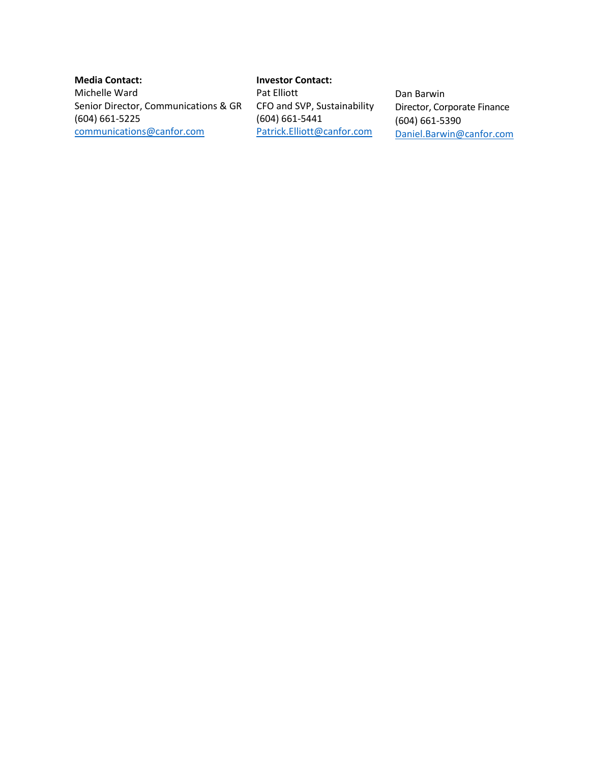**Media Contact:**
Michelle Ward
Senior Director, Communications & GR
(604) 661-5225
communications@canfor.com

**Investor Contact:**
Pat Elliott
CFO and SVP, Sustainability
(604) 661-5441
Patrick.Elliott@canfor.com

Dan Barwin
Director, Corporate Finance
(604) 661-5390
Daniel.Barwin@canfor.com